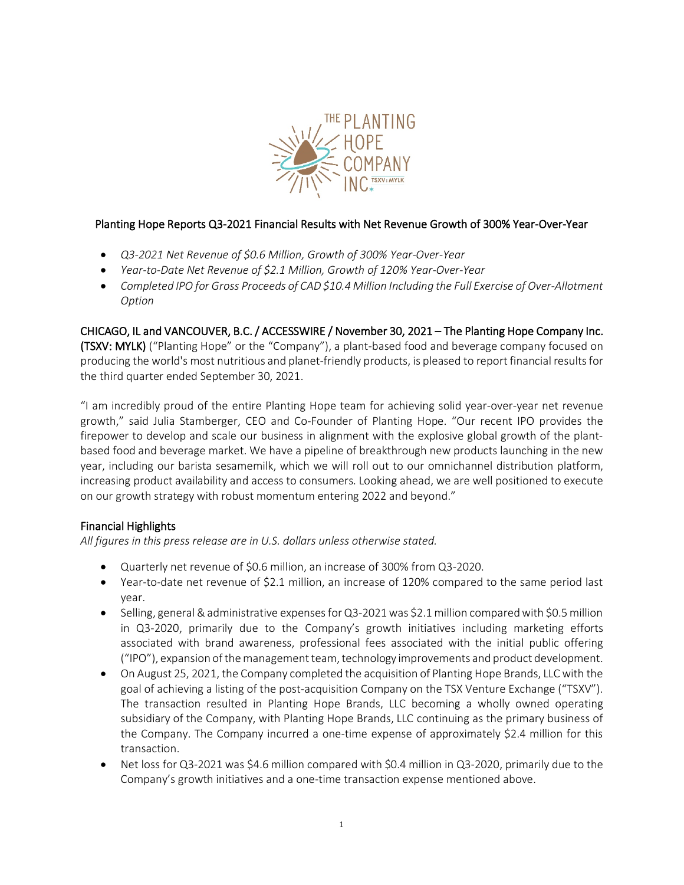## Planting Hope Reports Q3-2021 Financial Results with Net Revenue Growth of 300% Year-Over-Year

- *Q3-2021 Net Revenue of $0.6 Million, Growth of 300% Year-Over-Year*
- *Year-to-Date Net Revenue of $2.1 Million, Growth of 120% Year-Over-Year*
- *Completed IPO for Gross Proceeds of CAD $10.4 Million Including the Full Exercise of Over-Allotment Option*

CHICAGO, IL and VANCOUVER, B.C. / ACCESSWIRE / November 30, 2021 – The Planting Hope Company Inc. (TSXV: MYLK) ("Planting Hope" or the "Company"), a plant-based food and beverage company focused on producing the world's most nutritious and planet-friendly products, is pleased to report financial results for the third quarter ended September 30, 2021.

"I am incredibly proud of the entire Planting Hope team for achieving solid year-over-year net revenue growth," said Julia Stamberger, CEO and Co-Founder of Planting Hope. "Our recent IPO provides the firepower to develop and scale our business in alignment with the explosive global growth of the plant-based food and beverage market. We have a pipeline of breakthrough new products launching in the new year, including our barista sesamemilk, which we will roll out to our omnichannel distribution platform, increasing product availability and access to consumers. Looking ahead, we are well positioned to execute on our growth strategy with robust momentum entering 2022 and beyond."

### Financial Highlights

*All figures in this press release are in U.S. dollars unless otherwise stated.*

- Quarterly net revenue of $0.6 million, an increase of 300% from Q3-2020.
- Year-to-date net revenue of $2.1 million, an increase of 120% compared to the same period last year.
- Selling, general & administrative expenses for Q3-2021 was $2.1 million compared with $0.5 million in Q3-2020, primarily due to the Company's growth initiatives including marketing efforts associated with brand awareness, professional fees associated with the initial public offering ("IPO"), expansion of the management team, technology improvements and product development.
- On August 25, 2021, the Company completed the acquisition of Planting Hope Brands, LLC with the goal of achieving a listing of the post-acquisition Company on the TSX Venture Exchange ("TSXV"). The transaction resulted in Planting Hope Brands, LLC becoming a wholly owned operating subsidiary of the Company, with Planting Hope Brands, LLC continuing as the primary business of the Company. The Company incurred a one-time expense of approximately $2.4 million for this transaction.
- Net loss for Q3-2021 was $4.6 million compared with $0.4 million in Q3-2020, primarily due to the Company's growth initiatives and a one-time transaction expense mentioned above.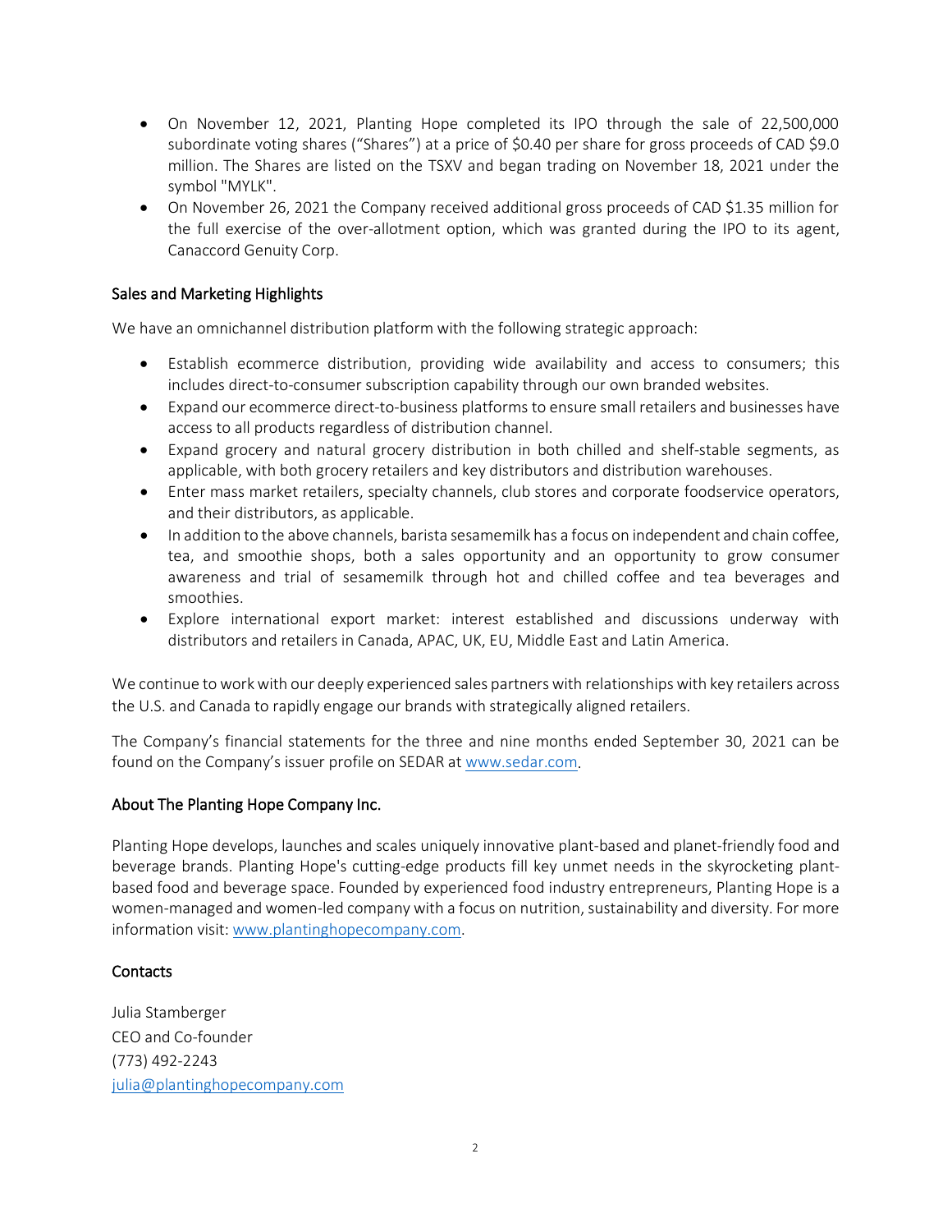- On November 12, 2021, Planting Hope completed its IPO through the sale of 22,500,000 subordinate voting shares ("Shares") at a price of $0.40 per share for gross proceeds of CAD $9.0 million. The Shares are listed on the TSXV and began trading on November 18, 2021 under the symbol "MYLK".
- On November 26, 2021 the Company received additional gross proceeds of CAD $1.35 million for the full exercise of the over-allotment option, which was granted during the IPO to its agent, Canaccord Genuity Corp.

## Sales and Marketing Highlights

We have an omnichannel distribution platform with the following strategic approach:

- Establish ecommerce distribution, providing wide availability and access to consumers; this includes direct-to-consumer subscription capability through our own branded websites.
- Expand our ecommerce direct-to-business platforms to ensure small retailers and businesses have access to all products regardless of distribution channel.
- Expand grocery and natural grocery distribution in both chilled and shelf-stable segments, as applicable, with both grocery retailers and key distributors and distribution warehouses.
- Enter mass market retailers, specialty channels, club stores and corporate foodservice operators, and their distributors, as applicable.
- In addition to the above channels, barista sesamemilk has a focus on independent and chain coffee, tea, and smoothie shops, both a sales opportunity and an opportunity to grow consumer awareness and trial of sesamemilk through hot and chilled coffee and tea beverages and smoothies.
- Explore international export market: interest established and discussions underway with distributors and retailers in Canada, APAC, UK, EU, Middle East and Latin America.

We continue to work with our deeply experienced sales partners with relationships with key retailers across the U.S. and Canada to rapidly engage our brands with strategically aligned retailers.

The Company's financial statements for the three and nine months ended September 30, 2021 can be found on the Company's issuer profile on SEDAR at www.sedar.com.

## About The Planting Hope Company Inc.

Planting Hope develops, launches and scales uniquely innovative plant-based and planet-friendly food and beverage brands. Planting Hope's cutting-edge products fill key unmet needs in the skyrocketing plant-based food and beverage space. Founded by experienced food industry entrepreneurs, Planting Hope is a women-managed and women-led company with a focus on nutrition, sustainability and diversity. For more information visit: www.plantinghopecompany.com.

## Contacts

Julia Stamberger
CEO and Co-founder
(773) 492-2243
julia@plantinghopecompany.com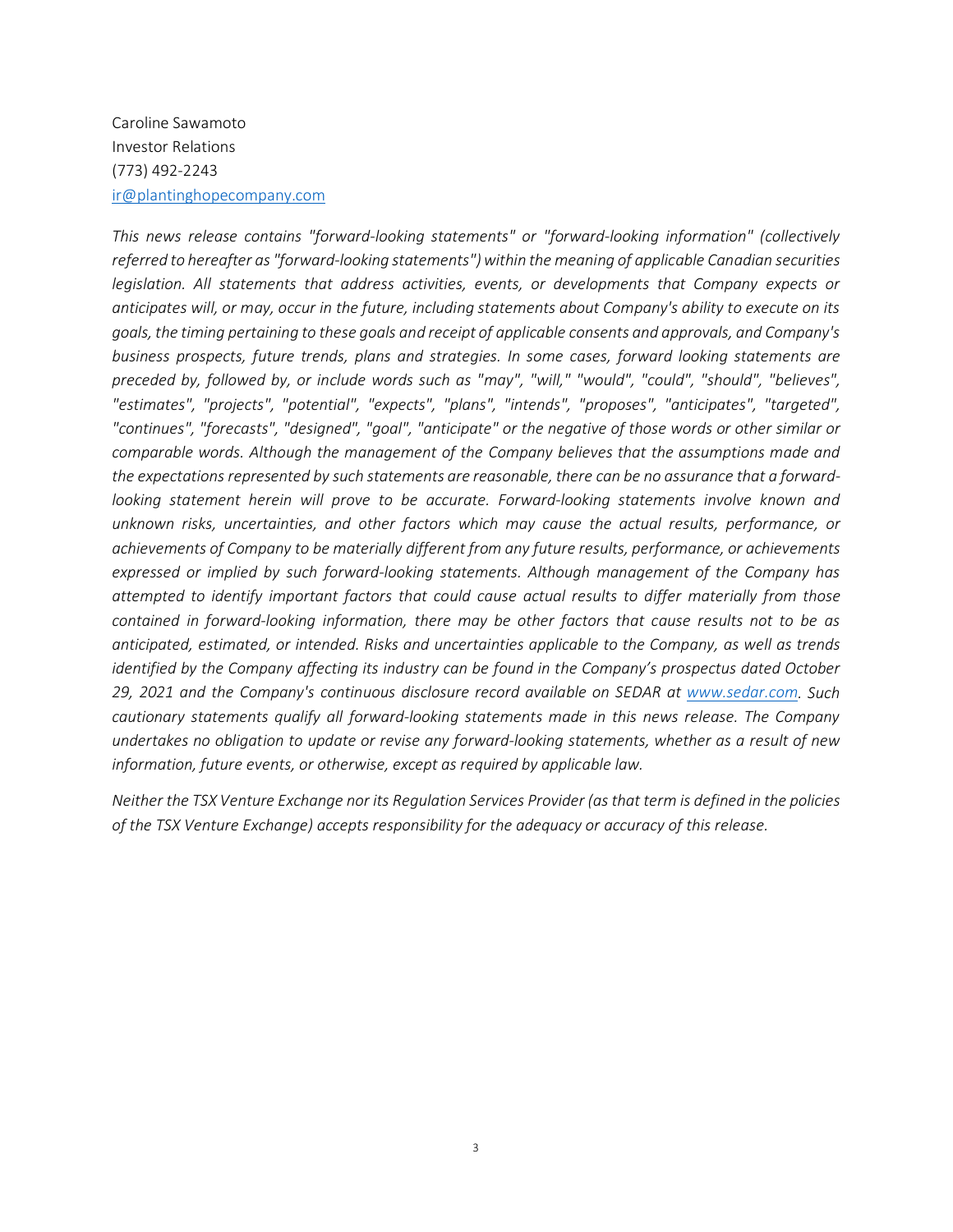Caroline Sawamoto
Investor Relations
(773) 492-2243
ir@plantinghopecompany.com

*This news release contains "forward-looking statements" or "forward-looking information" (collectively referred to hereafter as "forward-looking statements") within the meaning of applicable Canadian securities legislation. All statements that address activities, events, or developments that Company expects or anticipates will, or may, occur in the future, including statements about Company's ability to execute on its goals, the timing pertaining to these goals and receipt of applicable consents and approvals, and Company's business prospects, future trends, plans and strategies. In some cases, forward looking statements are preceded by, followed by, or include words such as "may", "will," "would", "could", "should", "believes", "estimates", "projects", "potential", "expects", "plans", "intends", "proposes", "anticipates", "targeted", "continues", "forecasts", "designed", "goal", "anticipate" or the negative of those words or other similar or comparable words. Although the management of the Company believes that the assumptions made and the expectations represented by such statements are reasonable, there can be no assurance that a forward-looking statement herein will prove to be accurate. Forward-looking statements involve known and unknown risks, uncertainties, and other factors which may cause the actual results, performance, or achievements of Company to be materially different from any future results, performance, or achievements expressed or implied by such forward-looking statements. Although management of the Company has attempted to identify important factors that could cause actual results to differ materially from those contained in forward-looking information, there may be other factors that cause results not to be as anticipated, estimated, or intended. Risks and uncertainties applicable to the Company, as well as trends identified by the Company affecting its industry can be found in the Company's prospectus dated October 29, 2021 and the Company's continuous disclosure record available on SEDAR at www.sedar.com. Such cautionary statements qualify all forward-looking statements made in this news release. The Company undertakes no obligation to update or revise any forward-looking statements, whether as a result of new information, future events, or otherwise, except as required by applicable law.*

*Neither the TSX Venture Exchange nor its Regulation Services Provider (as that term is defined in the policies of the TSX Venture Exchange) accepts responsibility for the adequacy or accuracy of this release.*